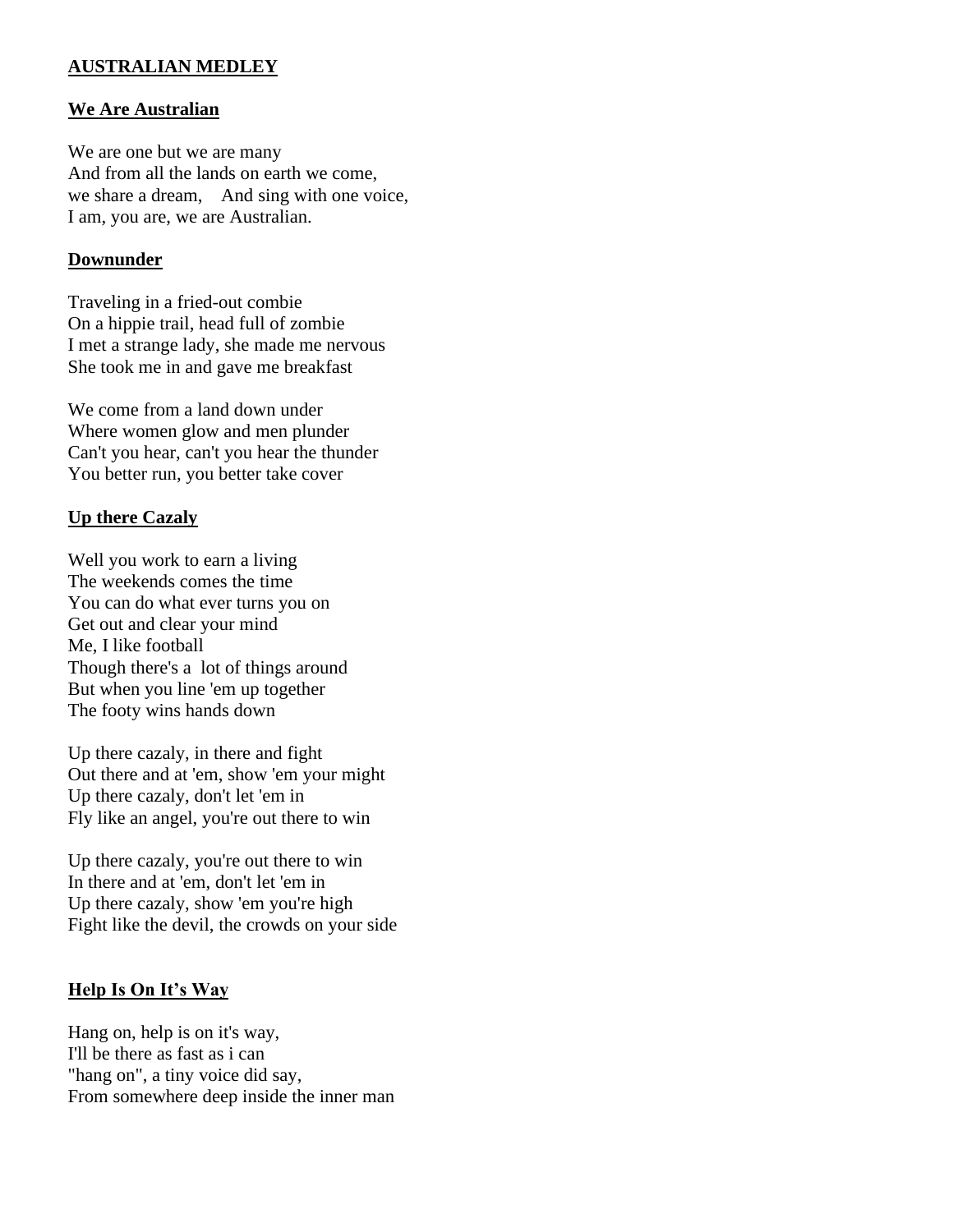## AUSTRALIAN MEDLEY

### We Are Australian

We are one but we are many
And from all the lands on earth we come,
we share a dream,    And sing with one voice,
I am, you are, we are Australian.

### Downunder

Traveling in a fried-out combie
On a hippie trail, head full of zombie
I met a strange lady, she made me nervous
She took me in and gave me breakfast

We come from a land down under
Where women glow and men plunder
Can't you hear, can't you hear the thunder
You better run, you better take cover

### Up there Cazaly

Well you work to earn a living
The weekends comes the time
You can do what ever turns you on
Get out and clear your mind
Me, I like football
Though there's a  lot of things around
But when you line 'em up together
The footy wins hands down

Up there cazaly, in there and fight
Out there and at 'em, show 'em your might
Up there cazaly, don't let 'em in
Fly like an angel, you're out there to win

Up there cazaly, you're out there to win
In there and at 'em, don't let 'em in
Up there cazaly, show 'em you're high
Fight like the devil, the crowds on your side

### Help Is On It's Way

Hang on, help is on it's way,
I'll be there as fast as i can
"hang on", a tiny voice did say,
From somewhere deep inside the inner man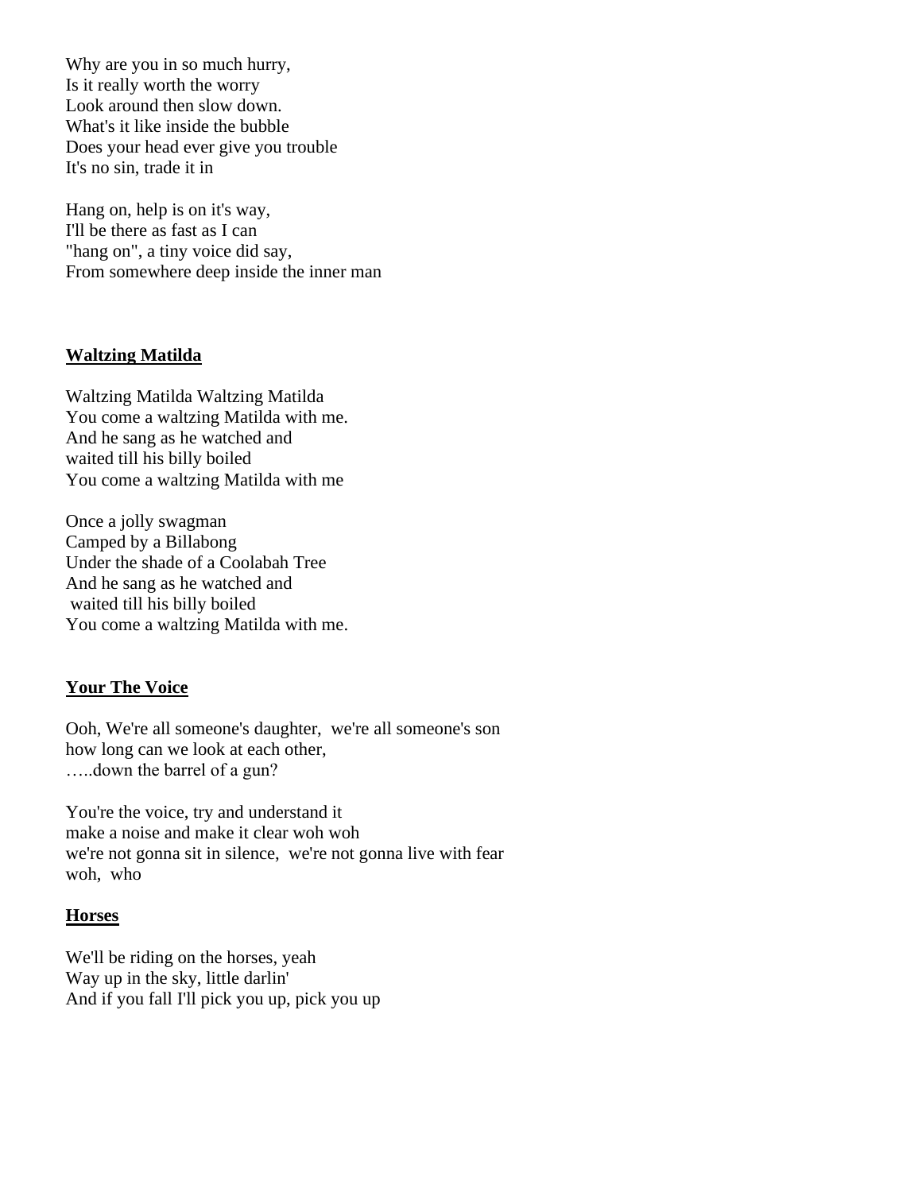Why are you in so much hurry,
Is it really worth the worry
Look around then slow down.
What's it like inside the bubble
Does your head ever give you trouble
It's no sin, trade it in

Hang on, help is on it's way,
I'll be there as fast as I can
"hang on", a tiny voice did say,
From somewhere deep inside the inner man

**Waltzing Matilda**

Waltzing Matilda Waltzing Matilda
You come a waltzing Matilda with me.
And he sang as he watched and
waited till his billy boiled
You come a waltzing Matilda with me

Once a jolly swagman
Camped by a Billabong
Under the shade of a Coolabah Tree
And he sang as he watched and
waited till his billy boiled
You come a waltzing Matilda with me.

**Your The Voice**

Ooh, We're all someone's daughter, we're all someone's son
how long can we look at each other,
…..down the barrel of a gun?

You're the voice, try and understand it
make a noise and make it clear woh woh
we're not gonna sit in silence, we're not gonna live with fear
woh, who

**Horses**

We'll be riding on the horses, yeah
Way up in the sky, little darlin'
And if you fall I'll pick you up, pick you up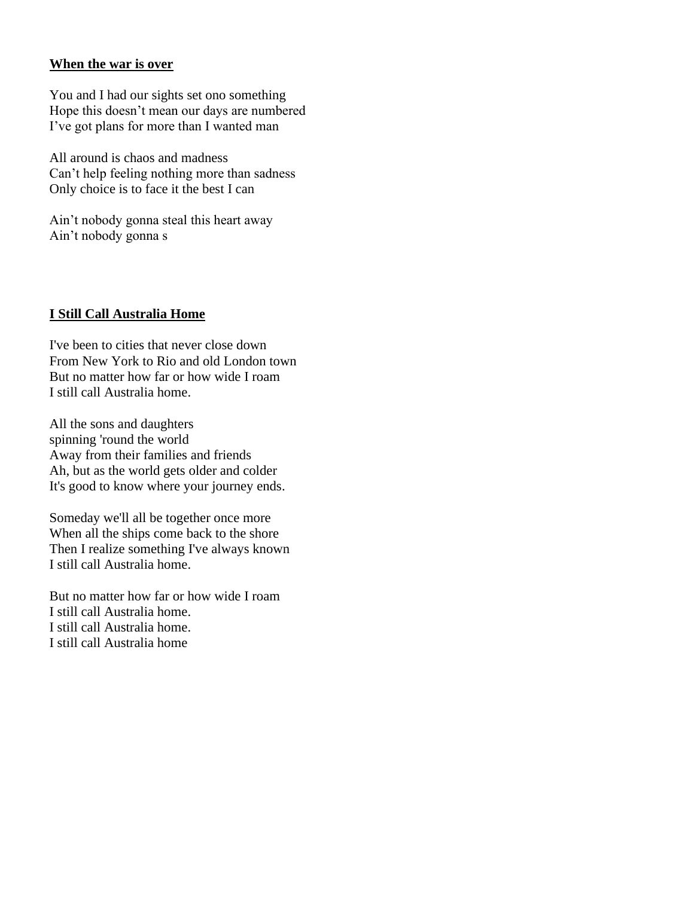**When the war is over**

You and I had our sights set ono something
Hope this doesn't mean our days are numbered
I've got plans for more than I wanted man

All around is chaos and madness
Can't help feeling nothing more than sadness
Only choice is to face it the best I can

Ain't nobody gonna steal this heart away
Ain't nobody gonna s

**I Still Call Australia Home**

I've been to cities that never close down
From New York to Rio and old London town
But no matter how far or how wide I roam
I still call Australia home.

All the sons and daughters
spinning 'round the world
Away from their families and friends
Ah, but as the world gets older and colder
It's good to know where your journey ends.

Someday we'll all be together once more
When all the ships come back to the shore
Then I realize something I've always known
I still call Australia home.

But no matter how far or how wide I roam
I still call Australia home.
I still call Australia home.
I still call Australia home